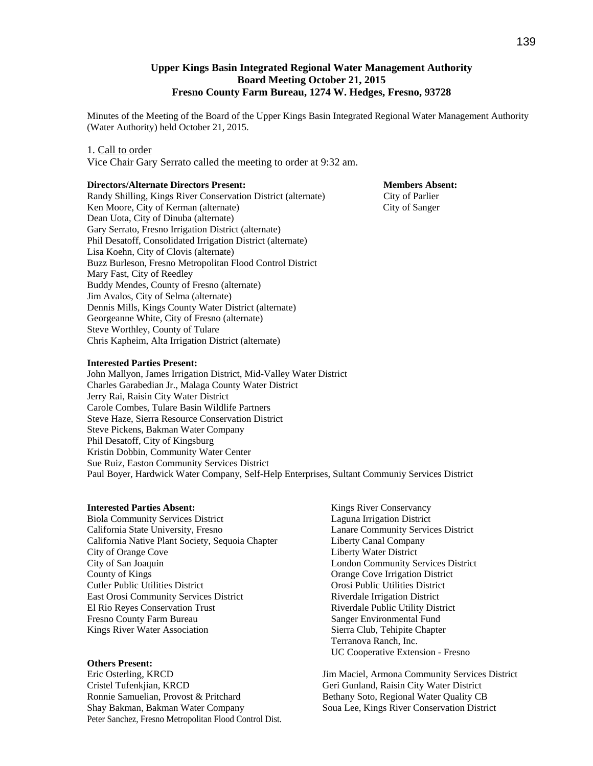**Upper Kings Basin Integrated Regional Water Management Authority**
**Board Meeting October 21, 2015**
**Fresno County Farm Bureau, 1274 W. Hedges, Fresno, 93728**

Minutes of the Meeting of the Board of the Upper Kings Basin Integrated Regional Water Management Authority (Water Authority) held October 21, 2015.

1. Call to order

Vice Chair Gary Serrato called the meeting to order at 9:32 am.

**Directors/Alternate Directors Present:**

Randy Shilling, Kings River Conservation District (alternate)
Ken Moore, City of Kerman (alternate)
Dean Uota, City of Dinuba (alternate)
Gary Serrato, Fresno Irrigation District (alternate)
Phil Desatoff, Consolidated Irrigation District (alternate)
Lisa Koehn, City of Clovis (alternate)
Buzz Burleson, Fresno Metropolitan Flood Control District
Mary Fast, City of Reedley
Buddy Mendes, County of Fresno (alternate)
Jim Avalos, City of Selma (alternate)
Dennis Mills, Kings County Water District (alternate)
Georgeanne White, City of Fresno (alternate)
Steve Worthley, County of Tulare
Chris Kapheim, Alta Irrigation District (alternate)

**Members Absent:**

City of Parlier
City of Sanger

**Interested Parties Present:**

John Mallyon, James Irrigation District, Mid-Valley Water District
Charles Garabedian Jr., Malaga County Water District
Jerry Rai, Raisin City Water District
Carole Combes, Tulare Basin Wildlife Partners
Steve Haze, Sierra Resource Conservation District
Steve Pickens, Bakman Water Company
Phil Desatoff, City of Kingsburg
Kristin Dobbin, Community Water Center
Sue Ruiz, Easton Community Services District
Paul Boyer, Hardwick Water Company, Self-Help Enterprises, Sultant Communiy Services District

**Interested Parties Absent:**

Biola Community Services District
California State University, Fresno
California Native Plant Society, Sequoia Chapter
City of Orange Cove
City of San Joaquin
County of Kings
Cutler Public Utilities District
East Orosi Community Services District
El Rio Reyes Conservation Trust
Fresno County Farm Bureau
Kings River Water Association
Kings River Conservancy
Laguna Irrigation District
Lanare Community Services District
Liberty Canal Company
Liberty Water District
London Community Services District
Orange Cove Irrigation District
Orosi Public Utilities District
Riverdale Irrigation District
Riverdale Public Utility District
Sanger Environmental Fund
Sierra Club, Tehipite Chapter
Terranova Ranch, Inc.
UC Cooperative Extension - Fresno

**Others Present:**

Eric Osterling, KRCD
Cristel Tufenkjian, KRCD
Ronnie Samuelian, Provost & Pritchard
Shay Bakman, Bakman Water Company
Peter Sanchez, Fresno Metropolitan Flood Control Dist.
Jim Maciel, Armona Community Services District
Geri Gunland, Raisin City Water District
Bethany Soto, Regional Water Quality CB
Soua Lee, Kings River Conservation District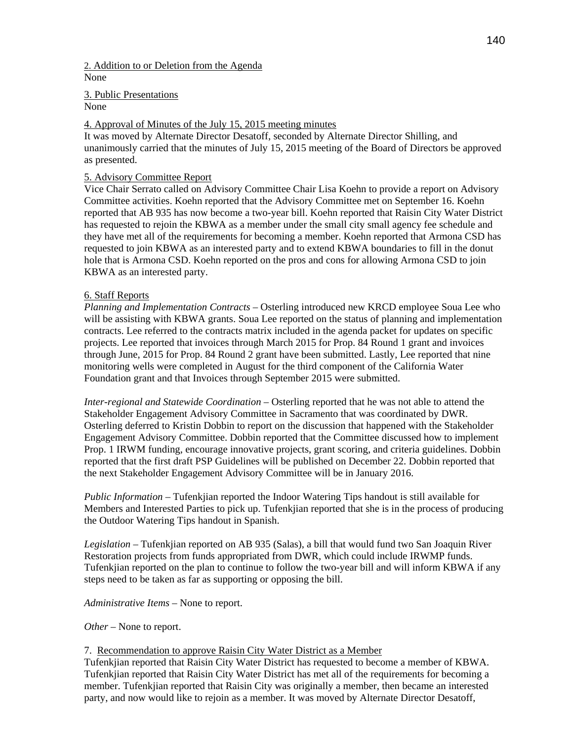2. Addition to or Deletion from the Agenda
None

3. Public Presentations
None

4. Approval of Minutes of the July 15, 2015 meeting minutes
It was moved by Alternate Director Desatoff, seconded by Alternate Director Shilling, and unanimously carried that the minutes of July 15, 2015 meeting of the Board of Directors be approved as presented.

5. Advisory Committee Report
Vice Chair Serrato called on Advisory Committee Chair Lisa Koehn to provide a report on Advisory Committee activities. Koehn reported that the Advisory Committee met on September 16. Koehn reported that AB 935 has now become a two-year bill. Koehn reported that Raisin City Water District has requested to rejoin the KBWA as a member under the small city small agency fee schedule and they have met all of the requirements for becoming a member. Koehn reported that Armona CSD has requested to join KBWA as an interested party and to extend KBWA boundaries to fill in the donut hole that is Armona CSD. Koehn reported on the pros and cons for allowing Armona CSD to join KBWA as an interested party.

6. Staff Reports
*Planning and Implementation Contracts* – Osterling introduced new KRCD employee Soua Lee who will be assisting with KBWA grants. Soua Lee reported on the status of planning and implementation contracts. Lee referred to the contracts matrix included in the agenda packet for updates on specific projects. Lee reported that invoices through March 2015 for Prop. 84 Round 1 grant and invoices through June, 2015 for Prop. 84 Round 2 grant have been submitted. Lastly, Lee reported that nine monitoring wells were completed in August for the third component of the California Water Foundation grant and that Invoices through September 2015 were submitted.

*Inter-regional and Statewide Coordination* – Osterling reported that he was not able to attend the Stakeholder Engagement Advisory Committee in Sacramento that was coordinated by DWR. Osterling deferred to Kristin Dobbin to report on the discussion that happened with the Stakeholder Engagement Advisory Committee. Dobbin reported that the Committee discussed how to implement Prop. 1 IRWM funding, encourage innovative projects, grant scoring, and criteria guidelines. Dobbin reported that the first draft PSP Guidelines will be published on December 22. Dobbin reported that the next Stakeholder Engagement Advisory Committee will be in January 2016.

*Public Information* – Tufenkjian reported the Indoor Watering Tips handout is still available for Members and Interested Parties to pick up. Tufenkjian reported that she is in the process of producing the Outdoor Watering Tips handout in Spanish.

*Legislation* – Tufenkjian reported on AB 935 (Salas), a bill that would fund two San Joaquin River Restoration projects from funds appropriated from DWR, which could include IRWMP funds. Tufenkjian reported on the plan to continue to follow the two-year bill and will inform KBWA if any steps need to be taken as far as supporting or opposing the bill.

*Administrative Items* – None to report.

*Other* – None to report.

7. Recommendation to approve Raisin City Water District as a Member
Tufenkjian reported that Raisin City Water District has requested to become a member of KBWA. Tufenkjian reported that Raisin City Water District has met all of the requirements for becoming a member. Tufenkjian reported that Raisin City was originally a member, then became an interested party, and now would like to rejoin as a member. It was moved by Alternate Director Desatoff,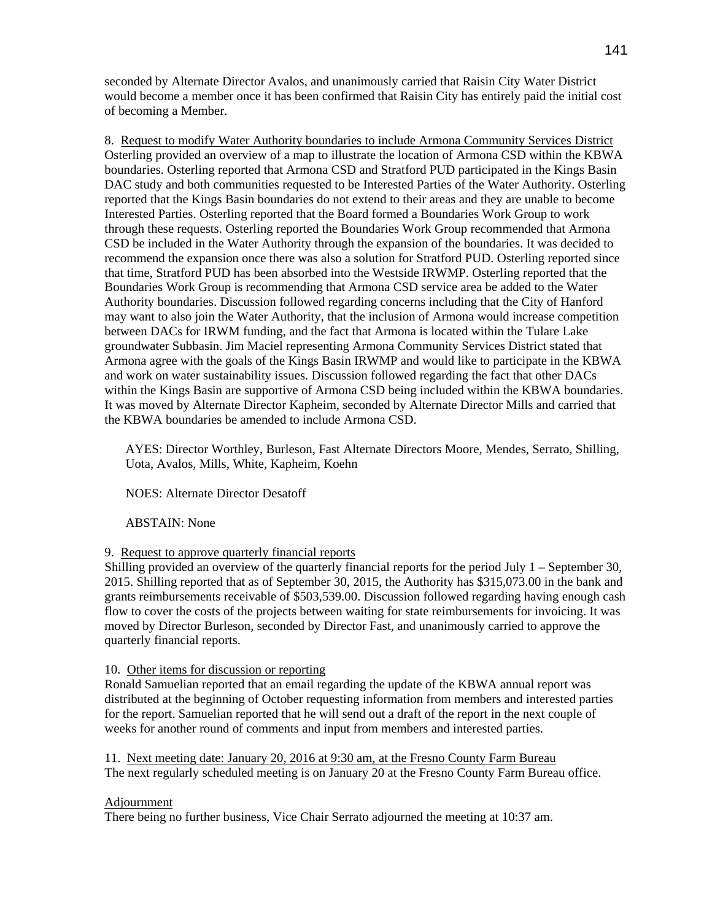seconded by Alternate Director Avalos, and unanimously carried that Raisin City Water District would become a member once it has been confirmed that Raisin City has entirely paid the initial cost of becoming a Member.

8. Request to modify Water Authority boundaries to include Armona Community Services District

Osterling provided an overview of a map to illustrate the location of Armona CSD within the KBWA boundaries. Osterling reported that Armona CSD and Stratford PUD participated in the Kings Basin DAC study and both communities requested to be Interested Parties of the Water Authority. Osterling reported that the Kings Basin boundaries do not extend to their areas and they are unable to become Interested Parties. Osterling reported that the Board formed a Boundaries Work Group to work through these requests. Osterling reported the Boundaries Work Group recommended that Armona CSD be included in the Water Authority through the expansion of the boundaries. It was decided to recommend the expansion once there was also a solution for Stratford PUD. Osterling reported since that time, Stratford PUD has been absorbed into the Westside IRWMP. Osterling reported that the Boundaries Work Group is recommending that Armona CSD service area be added to the Water Authority boundaries. Discussion followed regarding concerns including that the City of Hanford may want to also join the Water Authority, that the inclusion of Armona would increase competition between DACs for IRWM funding, and the fact that Armona is located within the Tulare Lake groundwater Subbasin. Jim Maciel representing Armona Community Services District stated that Armona agree with the goals of the Kings Basin IRWMP and would like to participate in the KBWA and work on water sustainability issues. Discussion followed regarding the fact that other DACs within the Kings Basin are supportive of Armona CSD being included within the KBWA boundaries. It was moved by Alternate Director Kapheim, seconded by Alternate Director Mills and carried that the KBWA boundaries be amended to include Armona CSD.

AYES: Director Worthley, Burleson, Fast Alternate Directors Moore, Mendes, Serrato, Shilling, Uota, Avalos, Mills, White, Kapheim, Koehn

NOES: Alternate Director Desatoff

ABSTAIN: None

9. Request to approve quarterly financial reports

Shilling provided an overview of the quarterly financial reports for the period July 1 – September 30, 2015. Shilling reported that as of September 30, 2015, the Authority has $315,073.00 in the bank and grants reimbursements receivable of $503,539.00. Discussion followed regarding having enough cash flow to cover the costs of the projects between waiting for state reimbursements for invoicing. It was moved by Director Burleson, seconded by Director Fast, and unanimously carried to approve the quarterly financial reports.

10. Other items for discussion or reporting

Ronald Samuelian reported that an email regarding the update of the KBWA annual report was distributed at the beginning of October requesting information from members and interested parties for the report. Samuelian reported that he will send out a draft of the report in the next couple of weeks for another round of comments and input from members and interested parties.

11. Next meeting date: January 20, 2016 at 9:30 am, at the Fresno County Farm Bureau

The next regularly scheduled meeting is on January 20 at the Fresno County Farm Bureau office.

Adjournment

There being no further business, Vice Chair Serrato adjourned the meeting at 10:37 am.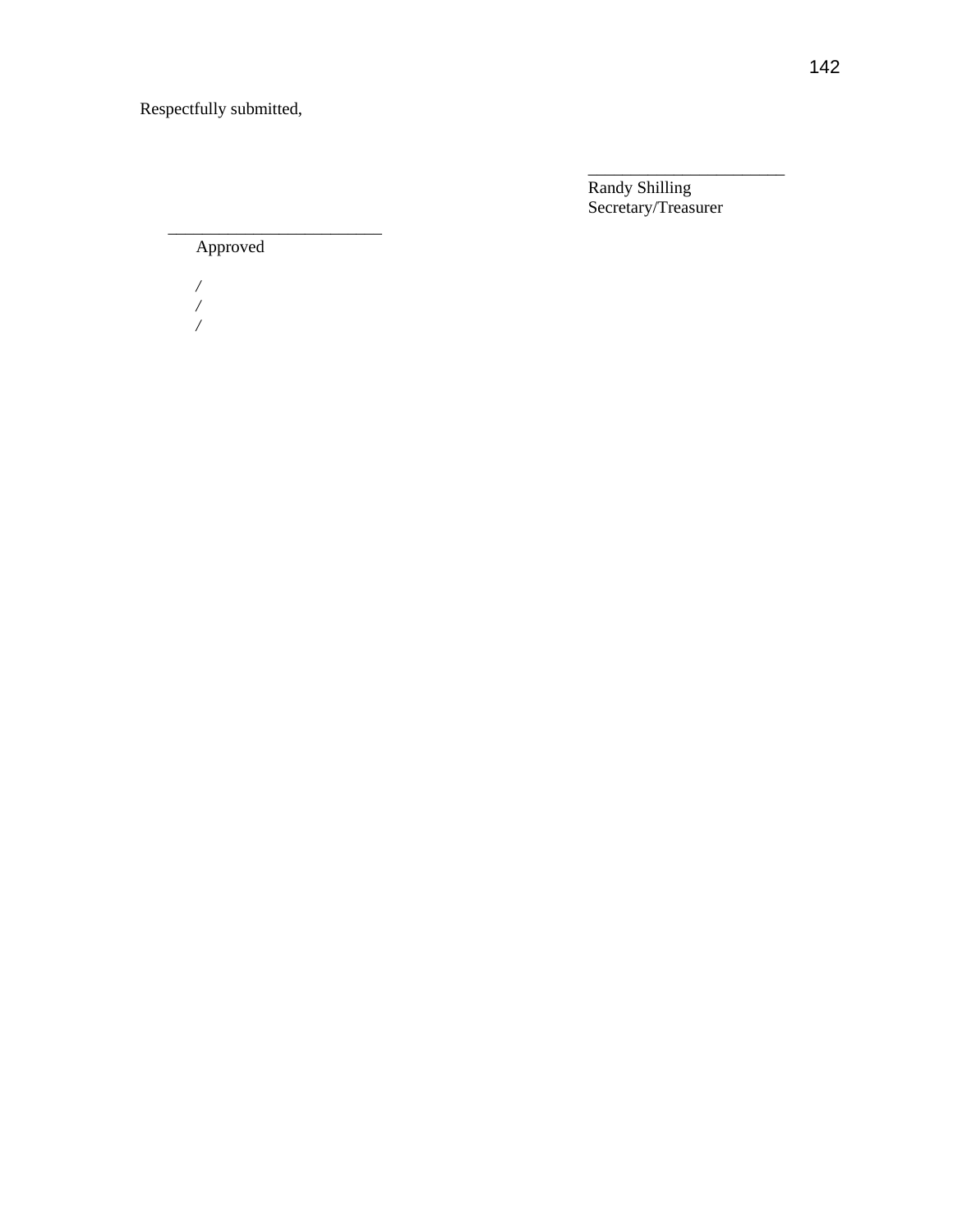Respectfully submitted,

\_\_\_\_\_\_\_\_\_\_\_\_\_\_\_\_\_\_\_\_\_\_\_\_
Randy Shilling
Secretary/Treasurer

\_\_\_\_\_\_\_\_\_\_\_\_\_\_\_\_\_\_\_\_\_\_\_\_\_\_
Approved

/
/
/